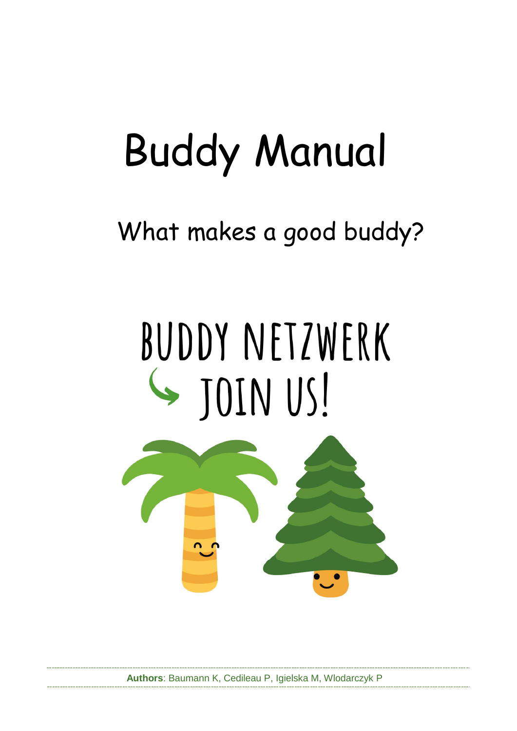# Buddy Manual

## What makes a good buddy?

BUDDY NETZWERK

JOIN US!

**Authors**: Baumann K, Cedileau P, Igielska M, Wlodarczyk P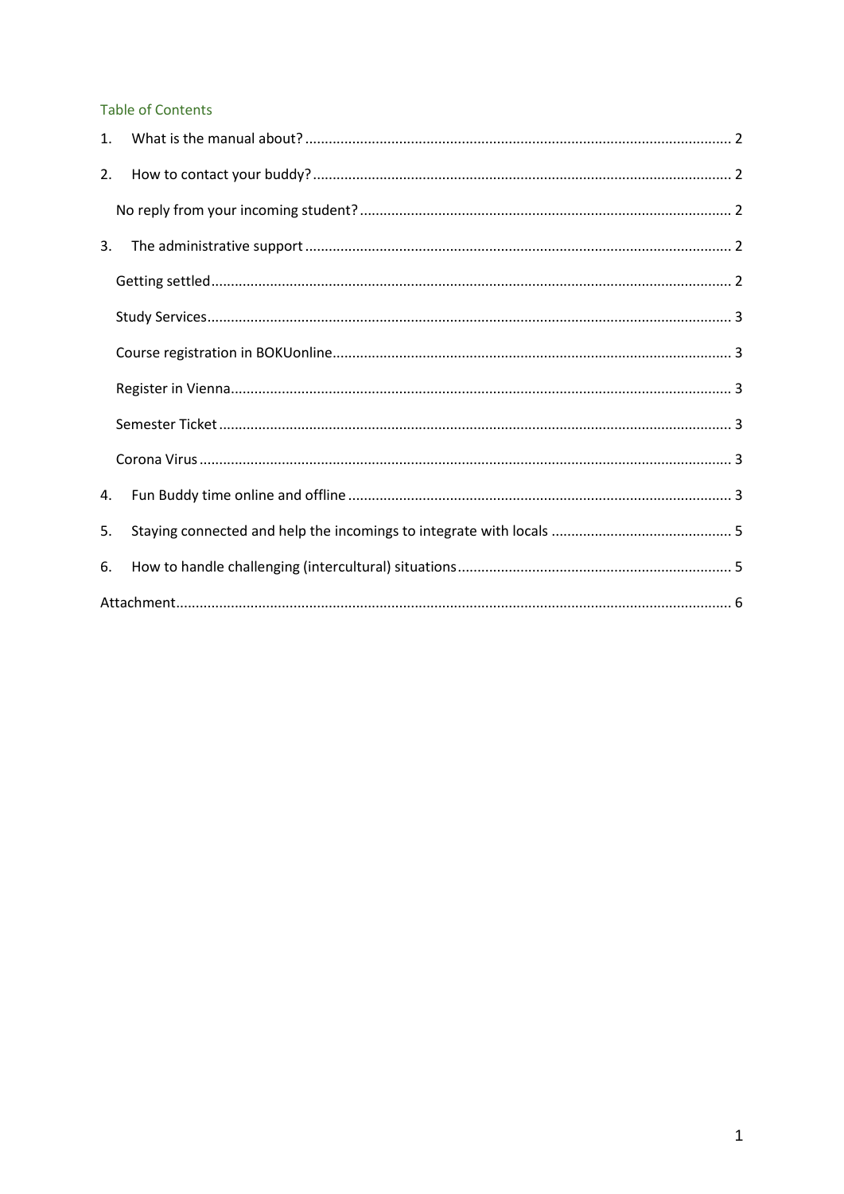## Table of Contents

1. What is the manual about? ... 2
2. How to contact your buddy? ... 2
   - No reply from your incoming student? ... 2
3. The administrative support ... 2
   - Getting settled ... 2
   - Study Services ... 3
   - Course registration in BOKUonline ... 3
   - Register in Vienna ... 3
   - Semester Ticket ... 3
   - Corona Virus ... 3
4. Fun Buddy time online and offline ... 3
5. Staying connected and help the incomings to integrate with locals ... 5
6. How to handle challenging (intercultural) situations ... 5

Attachment ... 6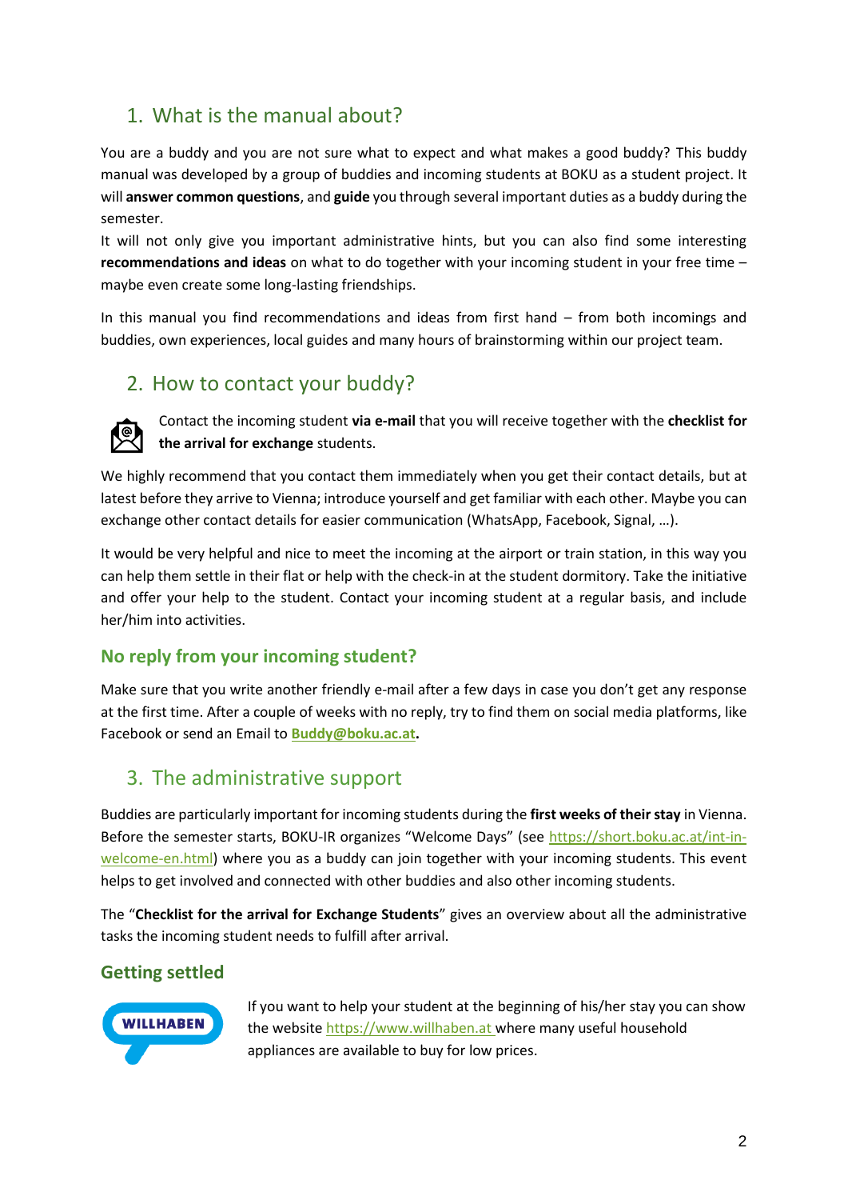## 1. What is the manual about?

You are a buddy and you are not sure what to expect and what makes a good buddy? This buddy manual was developed by a group of buddies and incoming students at BOKU as a student project. It will **answer common questions**, and **guide** you through several important duties as a buddy during the semester.
It will not only give you important administrative hints, but you can also find some interesting **recommendations and ideas** on what to do together with your incoming student in your free time – maybe even create some long-lasting friendships.

In this manual you find recommendations and ideas from first hand – from both incomings and buddies, own experiences, local guides and many hours of brainstorming within our project team.

## 2. How to contact your buddy?

Contact the incoming student **via e-mail** that you will receive together with the **checklist for the arrival for exchange** students.

We highly recommend that you contact them immediately when you get their contact details, but at latest before they arrive to Vienna; introduce yourself and get familiar with each other. Maybe you can exchange other contact details for easier communication (WhatsApp, Facebook, Signal, …).

It would be very helpful and nice to meet the incoming at the airport or train station, in this way you can help them settle in their flat or help with the check-in at the student dormitory. Take the initiative and offer your help to the student. Contact your incoming student at a regular basis, and include her/him into activities.

### No reply from your incoming student?

Make sure that you write another friendly e-mail after a few days in case you don't get any response at the first time. After a couple of weeks with no reply, try to find them on social media platforms, like Facebook or send an Email to **Buddy@boku.ac.at**.

## 3. The administrative support

Buddies are particularly important for incoming students during the **first weeks of their stay** in Vienna. Before the semester starts, BOKU-IR organizes "Welcome Days" (see https://short.boku.ac.at/int-in-welcome-en.html) where you as a buddy can join together with your incoming students. This event helps to get involved and connected with other buddies and also other incoming students.

The "**Checklist for the arrival for Exchange Students**" gives an overview about all the administrative tasks the incoming student needs to fulfill after arrival.

### Getting settled

WILLHABEN

If you want to help your student at the beginning of his/her stay you can show the website https://www.willhaben.at where many useful household appliances are available to buy for low prices.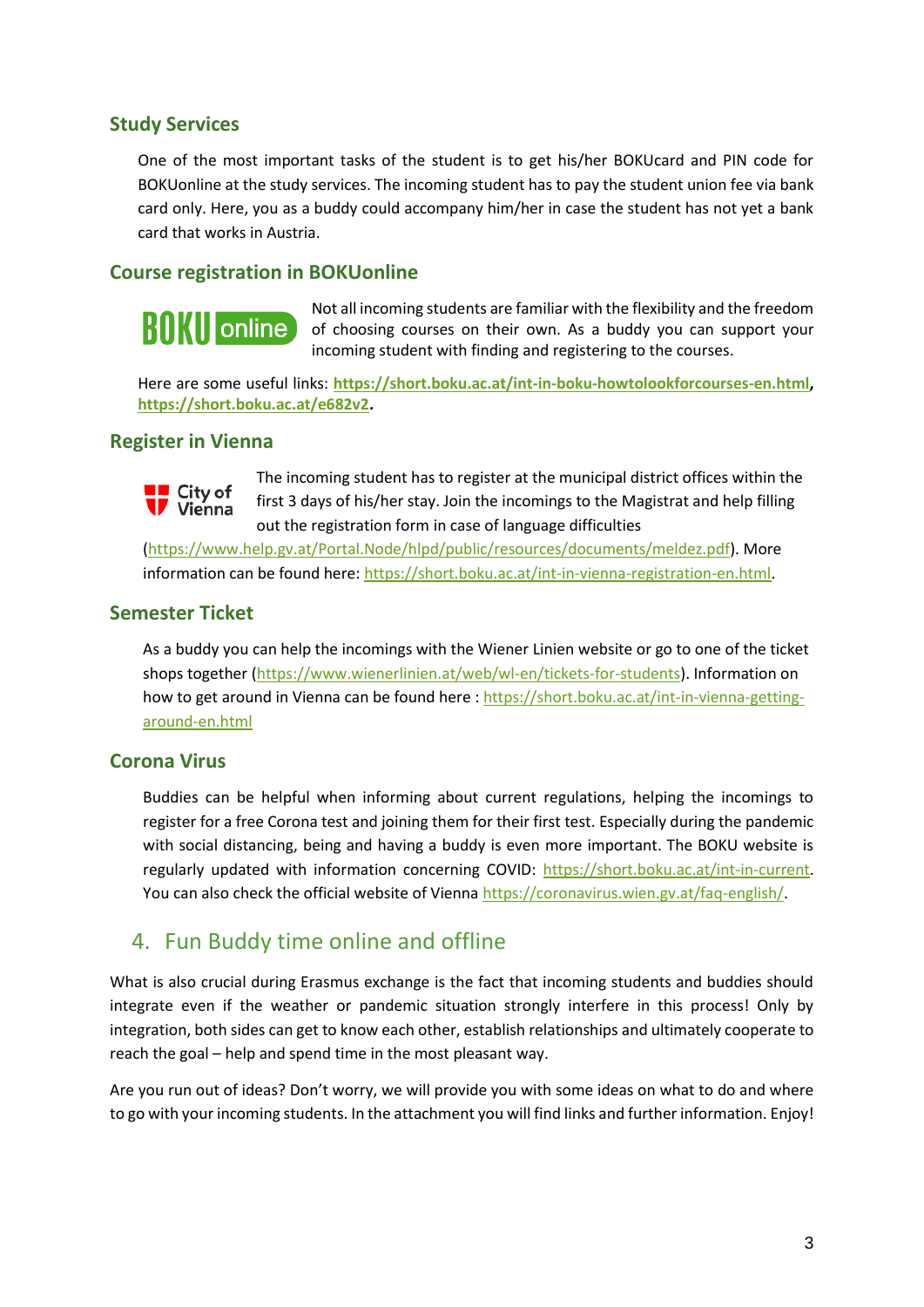### Study Services

One of the most important tasks of the student is to get his/her BOKUcard and PIN code for BOKUonline at the study services. The incoming student has to pay the student union fee via bank card only. Here, you as a buddy could accompany him/her in case the student has not yet a bank card that works in Austria.

### Course registration in BOKUonline

Not all incoming students are familiar with the flexibility and the freedom of choosing courses on their own. As a buddy you can support your incoming student with finding and registering to the courses.

Here are some useful links: **https://short.boku.ac.at/int-in-boku-howtolookforcourses-en.html**, **https://short.boku.ac.at/e682v2**.

### Register in Vienna

The incoming student has to register at the municipal district offices within the first 3 days of his/her stay. Join the incomings to the Magistrat and help filling out the registration form in case of language difficulties (https://www.help.gv.at/Portal.Node/hlpd/public/resources/documents/meldez.pdf). More information can be found here: https://short.boku.ac.at/int-in-vienna-registration-en.html.

### Semester Ticket

As a buddy you can help the incomings with the Wiener Linien website or go to one of the ticket shops together (https://www.wienerlinien.at/web/wl-en/tickets-for-students). Information on how to get around in Vienna can be found here : https://short.boku.ac.at/int-in-vienna-getting-around-en.html

### Corona Virus

Buddies can be helpful when informing about current regulations, helping the incomings to register for a free Corona test and joining them for their first test. Especially during the pandemic with social distancing, being and having a buddy is even more important. The BOKU website is regularly updated with information concerning COVID: https://short.boku.ac.at/int-in-current. You can also check the official website of Vienna https://coronavirus.wien.gv.at/faq-english/.

## 4. Fun Buddy time online and offline

What is also crucial during Erasmus exchange is the fact that incoming students and buddies should integrate even if the weather or pandemic situation strongly interfere in this process! Only by integration, both sides can get to know each other, establish relationships and ultimately cooperate to reach the goal – help and spend time in the most pleasant way.

Are you run out of ideas? Don't worry, we will provide you with some ideas on what to do and where to go with your incoming students. In the attachment you will find links and further information. Enjoy!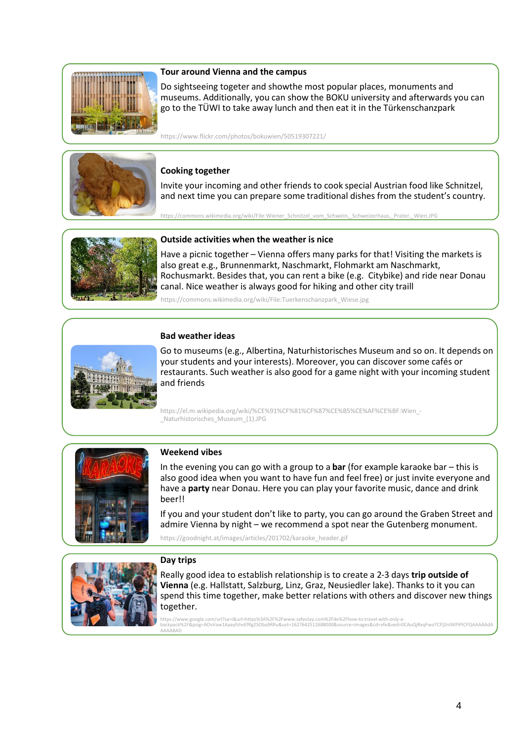**Tour around Vienna and the campus**

Do sightseeing togeter and showthe most popular places, monuments and museums. Additionally, you can show the BOKU university and afterwards you can go to the TÜWI to take away lunch and then eat it in the Türkenschanzpark

https://www.flickr.com/photos/bokuwien/50519307221/

**Cooking together**

Invite your incoming and other friends to cook special Austrian food like Schnitzel, and next time you can prepare some traditional dishes from the student's country.

https://commons.wikimedia.org/wiki/File:Wiener_Schnitzel_vom_Schwein,_Schweizerhaus,_Prater,_Wien.JPG

**Outside activities when the weather is nice**

Have a picnic together – Vienna offers many parks for that! Visiting the markets is also great e.g., Brunnenmarkt, Naschmarkt, Flohmarkt am Naschmarkt, Rochusmarkt. Besides that, you can rent a bike (e.g. Citybike) and ride near Donau canal. Nice weather is always good for hiking and other city traill

https://commons.wikimedia.org/wiki/File:Tuerkenschanzpark_Wiese.jpg

**Bad weather ideas**

Go to museums (e.g., Albertina, Naturhistorisches Museum and so on. It depends on your students and your interests). Moreover, you can discover some cafés or restaurants. Such weather is also good for a game night with your incoming student and friends

https://el.m.wikipedia.org/wiki/%CE%91%CF%81%CF%87%CE%B5%CE%AF%CE%BF:Wien_-_Naturhistorisches_Museum_(1).JPG

**Weekend vibes**

In the evening you can go with a group to a **bar** (for example karaoke bar – this is also good idea when you want to have fun and feel free) or just invite everyone and have a **party** near Donau. Here you can play your favorite music, dance and drink beer!!

If you and your student don't like to party, you can go around the Graben Street and admire Vienna by night – we recommend a spot near the Gutenberg monument.

https://goodnight.at/images/articles/201702/karaoke_header.gif

**Day trips**

Really good idea to establish relationship is to create a 2-3 days **trip outside of Vienna** (e.g. Hallstatt, Salzburg, Linz, Graz, Neusiedler lake). Thanks to it you can spend this time together, make better relations with others and discover new things together.

https://www.google.com/url?sa=i&url=https%3A%2F%2Fwww.safestay.com%2Fde%2Fhow-to-travel-with-only-a-backpack%2F&psig=AOvVaw1AaayfshvEfRg2SOba9RRu&ust=1627642512688000&source=images&cd=vfe&ved=0CAoQjRxqFwoTCPj2nIWPiPICFQAAAAAdAAAAABAD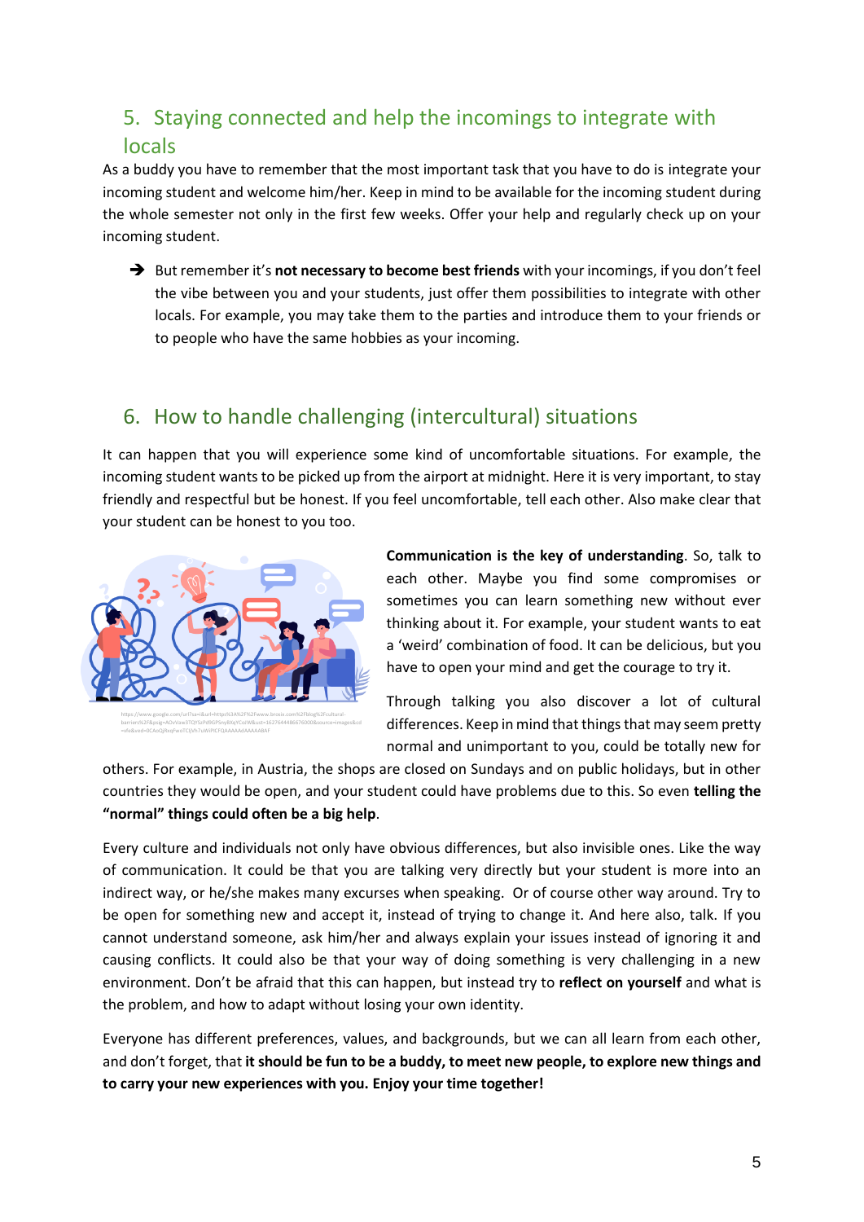## 5. Staying connected and help the incomings to integrate with locals

As a buddy you have to remember that the most important task that you have to do is integrate your incoming student and welcome him/her. Keep in mind to be available for the incoming student during the whole semester not only in the first few weeks. Offer your help and regularly check up on your incoming student.

➔ But remember it's **not necessary to become best friends** with your incomings, if you don't feel the vibe between you and your students, just offer them possibilities to integrate with other locals. For example, you may take them to the parties and introduce them to your friends or to people who have the same hobbies as your incoming.

## 6. How to handle challenging (intercultural) situations

It can happen that you will experience some kind of uncomfortable situations. For example, the incoming student wants to be picked up from the airport at midnight. Here it is very important, to stay friendly and respectful but be honest. If you feel uncomfortable, tell each other. Also make clear that your student can be honest to you too.

https://www.google.com/url?sa=i&url=https%3A%2F%2Fwww.brosix.com%2Fblog%2Fcultural-barriers%2F&psig=AOvVaw3TQYSJPd9GPSny8XqYCoIW&ust=1627644486676000&source=images&cd=vfe&ved=0CAoQjRxqFwoTCIjVh7uWiPICFQAAAAAdAAAAABAF

**Communication is the key of understanding**. So, talk to each other. Maybe you find some compromises or sometimes you can learn something new without ever thinking about it. For example, your student wants to eat a 'weird' combination of food. It can be delicious, but you have to open your mind and get the courage to try it.

Through talking you also discover a lot of cultural differences. Keep in mind that things that may seem pretty normal and unimportant to you, could be totally new for others. For example, in Austria, the shops are closed on Sundays and on public holidays, but in other countries they would be open, and your student could have problems due to this. So even **telling the "normal" things could often be a big help**.

Every culture and individuals not only have obvious differences, but also invisible ones. Like the way of communication. It could be that you are talking very directly but your student is more into an indirect way, or he/she makes many excurses when speaking. Or of course other way around. Try to be open for something new and accept it, instead of trying to change it. And here also, talk. If you cannot understand someone, ask him/her and always explain your issues instead of ignoring it and causing conflicts. It could also be that your way of doing something is very challenging in a new environment. Don't be afraid that this can happen, but instead try to **reflect on yourself** and what is the problem, and how to adapt without losing your own identity.

Everyone has different preferences, values, and backgrounds, but we can all learn from each other, and don't forget, that **it should be fun to be a buddy, to meet new people, to explore new things and to carry your new experiences with you. Enjoy your time together!**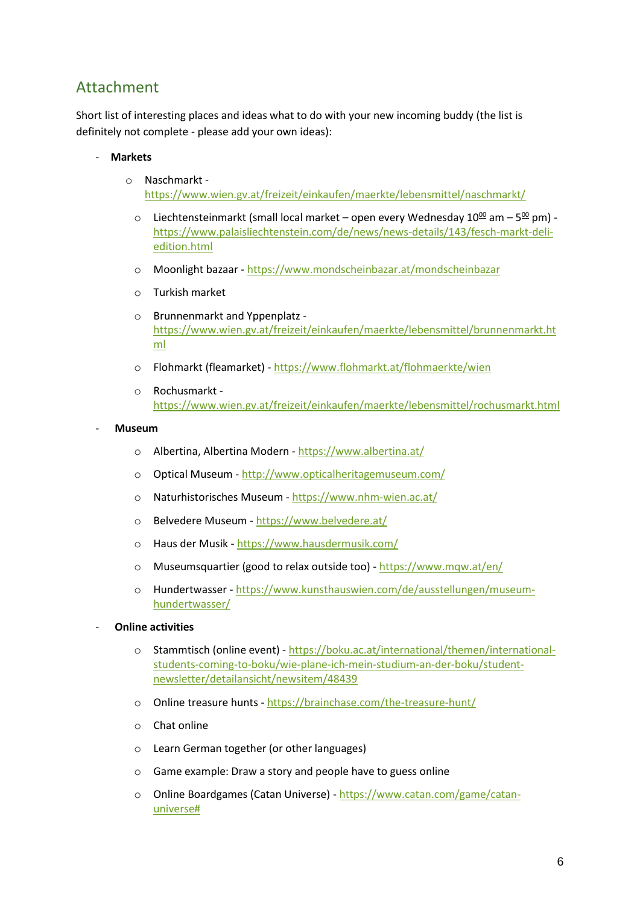## Attachment

Short list of interesting places and ideas what to do with your new incoming buddy (the list is definitely not complete - please add your own ideas):

- **Markets**
  - Naschmarkt - https://www.wien.gv.at/freizeit/einkaufen/maerkte/lebensmittel/naschmarkt/
  - Liechtensteinmarkt (small local market – open every Wednesday $10^{00}$ am – $5^{00}$ pm) - https://www.palaisliechtenstein.com/de/news/news-details/143/fesch-markt-deli-edition.html
  - Moonlight bazaar - https://www.mondscheinbazar.at/mondscheinbazar
  - Turkish market
  - Brunnenmarkt and Yppenplatz - https://www.wien.gv.at/freizeit/einkaufen/maerkte/lebensmittel/brunnenmarkt.html
  - Flohmarkt (fleamarket) - https://www.flohmarkt.at/flohmaerkte/wien
  - Rochusmarkt - https://www.wien.gv.at/freizeit/einkaufen/maerkte/lebensmittel/rochusmarkt.html
- **Museum**
  - Albertina, Albertina Modern - https://www.albertina.at/
  - Optical Museum - http://www.opticalheritagemuseum.com/
  - Naturhistorisches Museum - https://www.nhm-wien.ac.at/
  - Belvedere Museum - https://www.belvedere.at/
  - Haus der Musik - https://www.hausdermusik.com/
  - Museumsquartier (good to relax outside too) - https://www.mqw.at/en/
  - Hundertwasser - https://www.kunsthauswien.com/de/ausstellungen/museum-hundertwasser/
- **Online activities**
  - Stammtisch (online event) - https://boku.ac.at/international/themen/international-students-coming-to-boku/wie-plane-ich-mein-studium-an-der-boku/student-newsletter/detailansicht/newsitem/48439
  - Online treasure hunts - https://brainchase.com/the-treasure-hunt/
  - Chat online
  - Learn German together (or other languages)
  - Game example: Draw a story and people have to guess online
  - Online Boardgames (Catan Universe) - https://www.catan.com/game/catan-universe#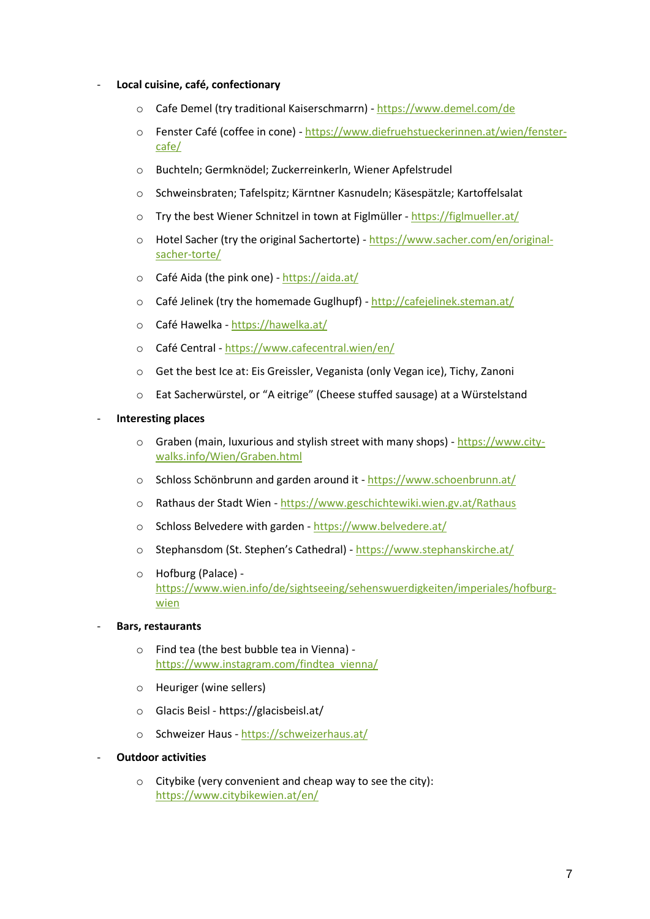- **Local cuisine, café, confectionary**
  - Cafe Demel (try traditional Kaiserschmarrn) - https://www.demel.com/de
  - Fenster Café (coffee in cone) - https://www.diefruehstueckerinnen.at/wien/fenster-cafe/
  - Buchteln; Germknödel; Zuckerreinkerln, Wiener Apfelstrudel
  - Schweinsbraten; Tafelspitz; Kärntner Kasnudeln; Käsespätzle; Kartoffelsalat
  - Try the best Wiener Schnitzel in town at Figlmüller - https://figlmueller.at/
  - Hotel Sacher (try the original Sachertorte) - https://www.sacher.com/en/original-sacher-torte/
  - Café Aida (the pink one) - https://aida.at/
  - Café Jelinek (try the homemade Guglhupf) - http://cafejelinek.steman.at/
  - Café Hawelka - https://hawelka.at/
  - Café Central - https://www.cafecentral.wien/en/
  - Get the best Ice at: Eis Greissler, Veganista (only Vegan ice), Tichy, Zanoni
  - Eat Sacherwürstel, or "A eitrige" (Cheese stuffed sausage) at a Würstelstand
- **Interesting places**
  - Graben (main, luxurious and stylish street with many shops) - https://www.city-walks.info/Wien/Graben.html
  - Schloss Schönbrunn and garden around it - https://www.schoenbrunn.at/
  - Rathaus der Stadt Wien - https://www.geschichtewiki.wien.gv.at/Rathaus
  - Schloss Belvedere with garden - https://www.belvedere.at/
  - Stephansdom (St. Stephen's Cathedral) - https://www.stephanskirche.at/
  - Hofburg (Palace) - https://www.wien.info/de/sightseeing/sehenswuerdigkeiten/imperiales/hofburg-wien
- **Bars, restaurants**
  - Find tea (the best bubble tea in Vienna) - https://www.instagram.com/findtea_vienna/
  - Heuriger (wine sellers)
  - Glacis Beisl - https://glacisbeisl.at/
  - Schweizer Haus - https://schweizerhaus.at/
- **Outdoor activities**
  - Citybike (very convenient and cheap way to see the city): https://www.citybikewien.at/en/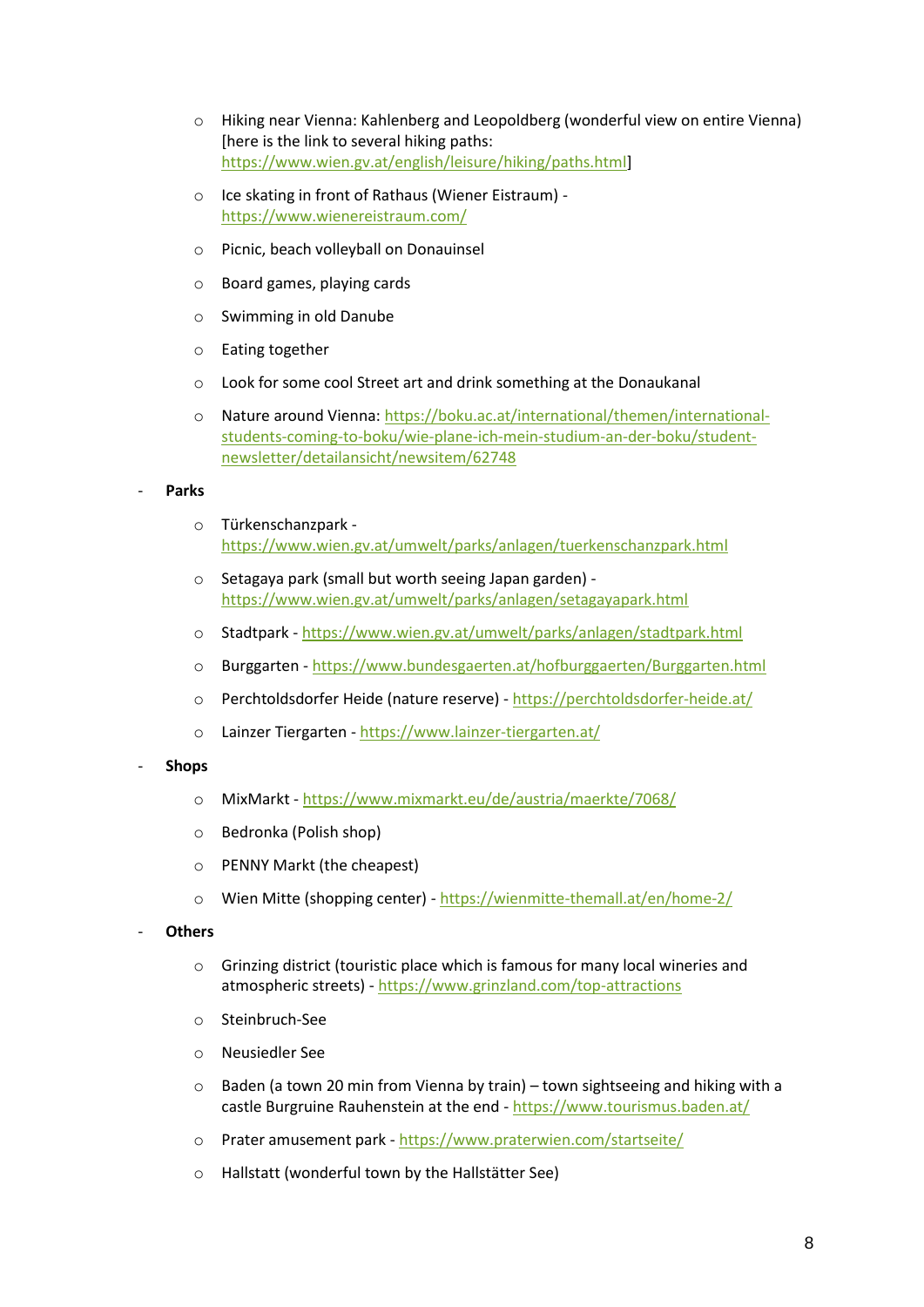- Hiking near Vienna: Kahlenberg and Leopoldberg (wonderful view on entire Vienna) [here is the link to several hiking paths: https://www.wien.gv.at/english/leisure/hiking/paths.html]
  - Ice skating in front of Rathaus (Wiener Eistraum) - https://www.wienereistraum.com/
  - Picnic, beach volleyball on Donauinsel
  - Board games, playing cards
  - Swimming in old Danube
  - Eating together
  - Look for some cool Street art and drink something at the Donaukanal
  - Nature around Vienna: https://boku.ac.at/international/themen/international-students-coming-to-boku/wie-plane-ich-mein-studium-an-der-boku/student-newsletter/detailansicht/newsitem/62748

- **Parks**
  - Türkenschanzpark - https://www.wien.gv.at/umwelt/parks/anlagen/tuerkenschanzpark.html
  - Setagaya park (small but worth seeing Japan garden) - https://www.wien.gv.at/umwelt/parks/anlagen/setagayapark.html
  - Stadtpark - https://www.wien.gv.at/umwelt/parks/anlagen/stadtpark.html
  - Burggarten - https://www.bundesgaerten.at/hofburggaerten/Burggarten.html
  - Perchtoldsdorfer Heide (nature reserve) - https://perchtoldsdorfer-heide.at/
  - Lainzer Tiergarten - https://www.lainzer-tiergarten.at/

- **Shops**
  - MixMarkt - https://www.mixmarkt.eu/de/austria/maerkte/7068/
  - Bedronka (Polish shop)
  - PENNY Markt (the cheapest)
  - Wien Mitte (shopping center) - https://wienmitte-themall.at/en/home-2/

- **Others**
  - Grinzing district (touristic place which is famous for many local wineries and atmospheric streets) - https://www.grinzland.com/top-attractions
  - Steinbruch-See
  - Neusiedler See
  - Baden (a town 20 min from Vienna by train) – town sightseeing and hiking with a castle Burgruine Rauhenstein at the end - https://www.tourismus.baden.at/
  - Prater amusement park - https://www.praterwien.com/startseite/
  - Hallstatt (wonderful town by the Hallstätter See)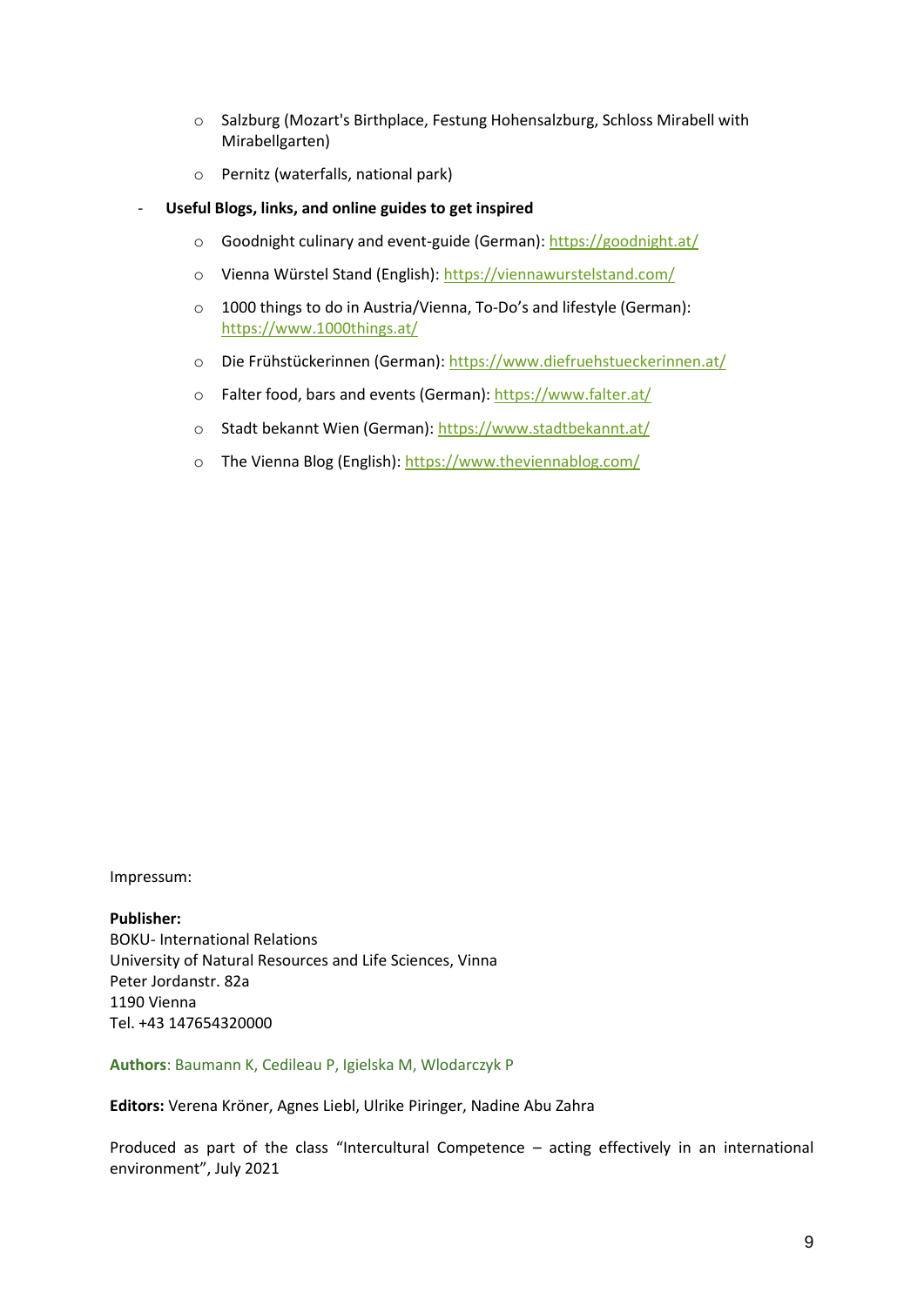- Salzburg (Mozart's Birthplace, Festung Hohensalzburg, Schloss Mirabell with Mirabellgarten)
  - Pernitz (waterfalls, national park)

- **Useful Blogs, links, and online guides to get inspired**
  - Goodnight culinary and event-guide (German): https://goodnight.at/
  - Vienna Würstel Stand (English): https://viennawurstelstand.com/
  - 1000 things to do in Austria/Vienna, To-Do's and lifestyle (German): https://www.1000things.at/
  - Die Frühstückerinnen (German): https://www.diefruehstueckerinnen.at/
  - Falter food, bars and events (German): https://www.falter.at/
  - Stadt bekannt Wien (German): https://www.stadtbekannt.at/
  - The Vienna Blog (English): https://www.theviennablog.com/

Impressum:

**Publisher:**
BOKU- International Relations
University of Natural Resources and Life Sciences, Vinna
Peter Jordanstr. 82a
1190 Vienna
Tel. +43 147654320000

**Authors**: Baumann K, Cedileau P, Igielska M, Wlodarczyk P

**Editors:** Verena Kröner, Agnes Liebl, Ulrike Piringer, Nadine Abu Zahra

Produced as part of the class "Intercultural Competence – acting effectively in an international environment", July 2021